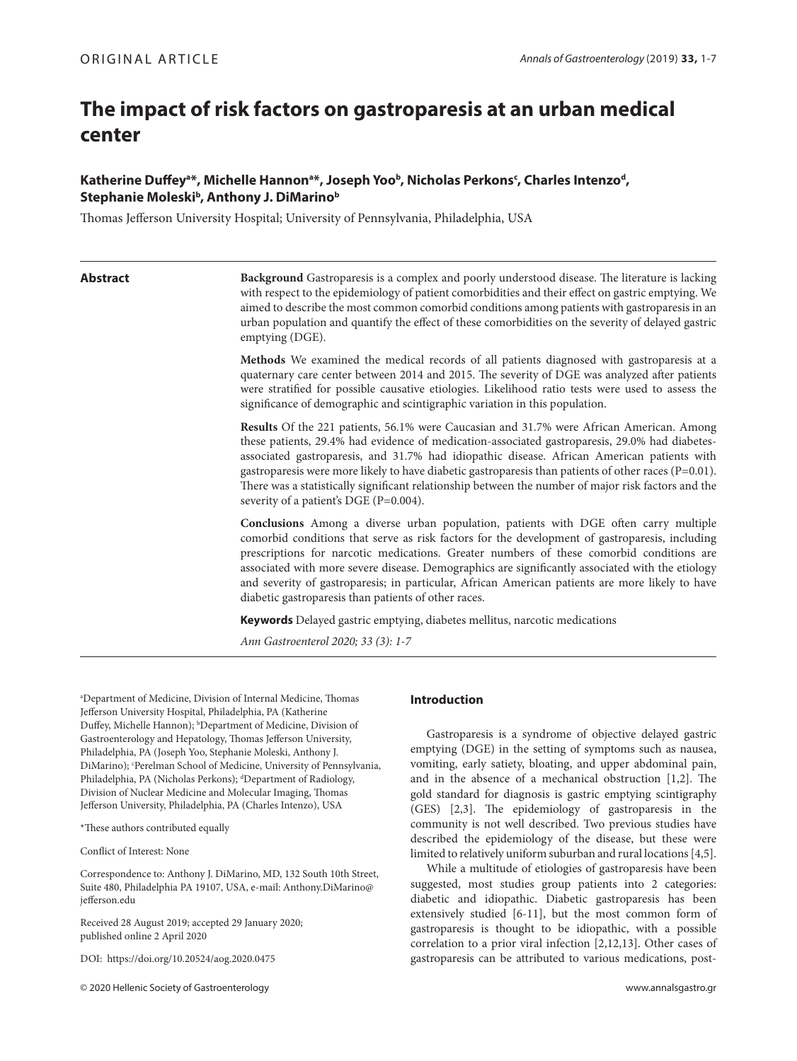ORIGINAL ARTICLE

# The impact of risk factors on gastroparesis at an urban medical center

**Katherine Duffey[a*], Michelle Hannon[a*], Joseph Yoo[b], Nicholas Perkons[c], Charles Intenzo[d], Stephanie Moleski[b], Anthony J. DiMarino[b]**

Thomas Jefferson University Hospital; University of Pennsylvania, Philadelphia, USA

## Abstract

**Background** Gastroparesis is a complex and poorly understood disease. The literature is lacking with respect to the epidemiology of patient comorbidities and their effect on gastric emptying. We aimed to describe the most common comorbid conditions among patients with gastroparesis in an urban population and quantify the effect of these comorbidities on the severity of delayed gastric emptying (DGE).

**Methods** We examined the medical records of all patients diagnosed with gastroparesis at a quaternary care center between 2014 and 2015. The severity of DGE was analyzed after patients were stratified for possible causative etiologies. Likelihood ratio tests were used to assess the significance of demographic and scintigraphic variation in this population.

**Results** Of the 221 patients, 56.1% were Caucasian and 31.7% were African American. Among these patients, 29.4% had evidence of medication-associated gastroparesis, 29.0% had diabetes-associated gastroparesis, and 31.7% had idiopathic disease. African American patients with gastroparesis were more likely to have diabetic gastroparesis than patients of other races (P=0.01). There was a statistically significant relationship between the number of major risk factors and the severity of a patient's DGE (P=0.004).

**Conclusions** Among a diverse urban population, patients with DGE often carry multiple comorbid conditions that serve as risk factors for the development of gastroparesis, including prescriptions for narcotic medications. Greater numbers of these comorbid conditions are associated with more severe disease. Demographics are significantly associated with the etiology and severity of gastroparesis; in particular, African American patients are more likely to have diabetic gastroparesis than patients of other races.

**Keywords** Delayed gastric emptying, diabetes mellitus, narcotic medications

*Ann Gastroenterol 2020; 33 (3): 1-7*

[a]Department of Medicine, Division of Internal Medicine, Thomas Jefferson University Hospital, Philadelphia, PA (Katherine Duffey, Michelle Hannon); [b]Department of Medicine, Division of Gastroenterology and Hepatology, Thomas Jefferson University, Philadelphia, PA (Joseph Yoo, Stephanie Moleski, Anthony J. DiMarino); [c]Perelman School of Medicine, University of Pennsylvania, Philadelphia, PA (Nicholas Perkons); [d]Department of Radiology, Division of Nuclear Medicine and Molecular Imaging, Thomas Jefferson University, Philadelphia, PA (Charles Intenzo), USA

*These authors contributed equally

Conflict of Interest: None

Correspondence to: Anthony J. DiMarino, MD, 132 South 10th Street, Suite 480, Philadelphia PA 19107, USA, e-mail: Anthony.DiMarino@jefferson.edu

Received 28 August 2019; accepted 29 January 2020; published online 2 April 2020

DOI: https://doi.org/10.20524/aog.2020.0475

© 2020 Hellenic Society of Gastroenterology

## Introduction

Gastroparesis is a syndrome of objective delayed gastric emptying (DGE) in the setting of symptoms such as nausea, vomiting, early satiety, bloating, and upper abdominal pain, and in the absence of a mechanical obstruction [1,2]. The gold standard for diagnosis is gastric emptying scintigraphy (GES) [2,3]. The epidemiology of gastroparesis in the community is not well described. Two previous studies have described the epidemiology of the disease, but these were limited to relatively uniform suburban and rural locations [4,5].

While a multitude of etiologies of gastroparesis have been suggested, most studies group patients into 2 categories: diabetic and idiopathic. Diabetic gastroparesis has been extensively studied [6-11], but the most common form of gastroparesis is thought to be idiopathic, with a possible correlation to a prior viral infection [2,12,13]. Other cases of gastroparesis can be attributed to various medications, post-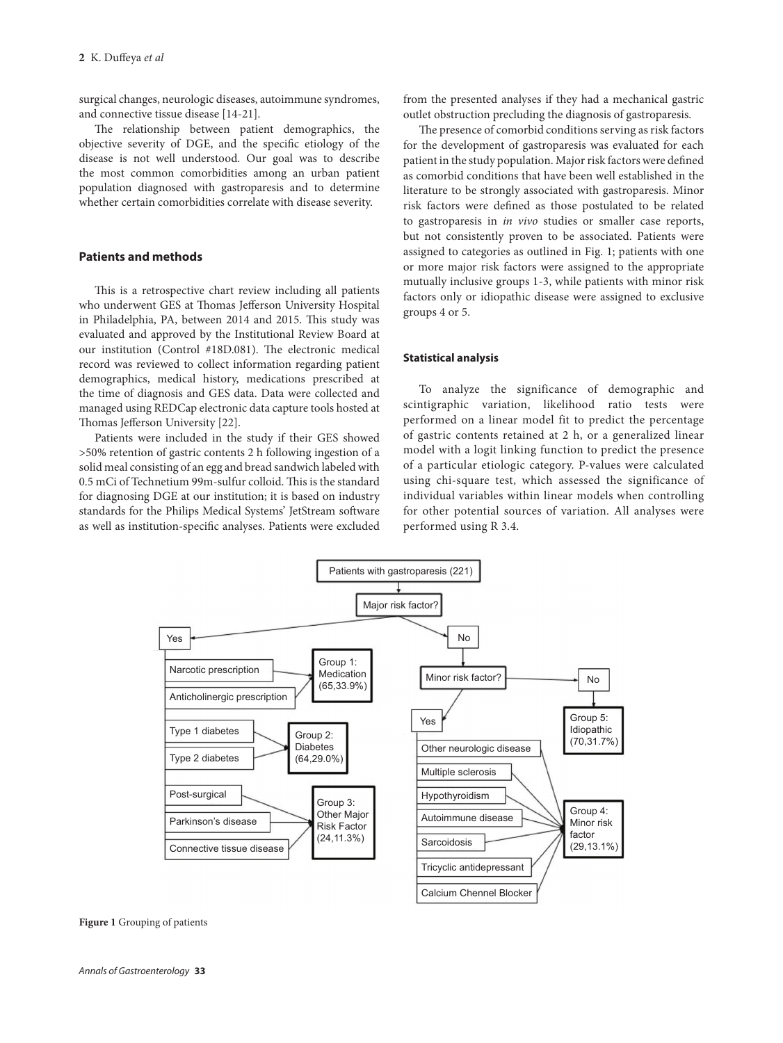surgical changes, neurologic diseases, autoimmune syndromes, and connective tissue disease [14-21].

The relationship between patient demographics, the objective severity of DGE, and the specific etiology of the disease is not well understood. Our goal was to describe the most common comorbidities among an urban patient population diagnosed with gastroparesis and to determine whether certain comorbidities correlate with disease severity.

## Patients and methods

This is a retrospective chart review including all patients who underwent GES at Thomas Jefferson University Hospital in Philadelphia, PA, between 2014 and 2015. This study was evaluated and approved by the Institutional Review Board at our institution (Control #18D.081). The electronic medical record was reviewed to collect information regarding patient demographics, medical history, medications prescribed at the time of diagnosis and GES data. Data were collected and managed using REDCap electronic data capture tools hosted at Thomas Jefferson University [22].

Patients were included in the study if their GES showed >50% retention of gastric contents 2 h following ingestion of a solid meal consisting of an egg and bread sandwich labeled with 0.5 mCi of Technetium 99m-sulfur colloid. This is the standard for diagnosing DGE at our institution; it is based on industry standards for the Philips Medical Systems' JetStream software as well as institution-specific analyses. Patients were excluded from the presented analyses if they had a mechanical gastric outlet obstruction precluding the diagnosis of gastroparesis.

The presence of comorbid conditions serving as risk factors for the development of gastroparesis was evaluated for each patient in the study population. Major risk factors were defined as comorbid conditions that have been well established in the literature to be strongly associated with gastroparesis. Minor risk factors were defined as those postulated to be related to gastroparesis in *in vivo* studies or smaller case reports, but not consistently proven to be associated. Patients were assigned to categories as outlined in Fig. 1; patients with one or more major risk factors were assigned to the appropriate mutually inclusive groups 1-3, while patients with minor risk factors only or idiopathic disease were assigned to exclusive groups 4 or 5.

### Statistical analysis

To analyze the significance of demographic and scintigraphic variation, likelihood ratio tests were performed on a linear model fit to predict the percentage of gastric contents retained at 2 h, or a generalized linear model with a logit linking function to predict the presence of a particular etiologic category. P-values were calculated using chi-square test, which assessed the significance of individual variables within linear models when controlling for other potential sources of variation. All analyses were performed using R 3.4.

Patients with gastroparesis (221)

Major risk factor?

- Yes
  - Group 1: Medication (65, 33.9%)
    - Narcotic prescription
    - Anticholinergic prescription
  - Group 2: Diabetes (64, 29.0%)
    - Type 1 diabetes
    - Type 2 diabetes
  - Group 3: Other Major Risk Factor (24, 11.3%)
    - Post-surgical
    - Parkinson's disease
    - Connective tissue disease
- No
  - Minor risk factor?
    - Yes
      - Group 4: Minor risk factor (29, 13.1%)
        - Other neurologic disease
        - Multiple sclerosis
        - Hypothyroidism
        - Autoimmune disease
        - Sarcoidosis
        - Tricyclic antidepressant
        - Calcium Chennel Blocker
    - No
      - Group 5: Idiopathic (70, 31.7%)

**Figure 1** Grouping of patients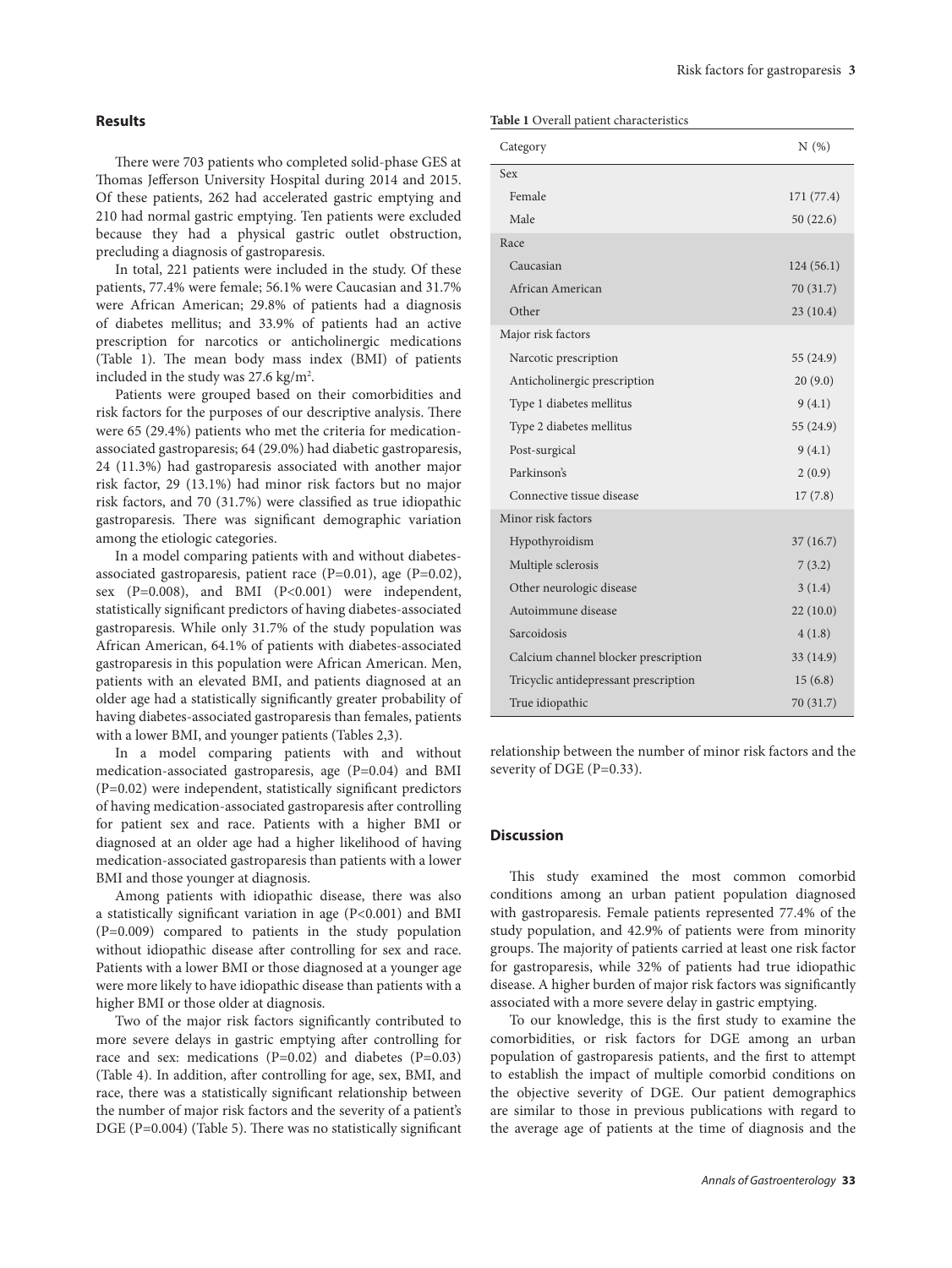## Results

There were 703 patients who completed solid-phase GES at Thomas Jefferson University Hospital during 2014 and 2015. Of these patients, 262 had accelerated gastric emptying and 210 had normal gastric emptying. Ten patients were excluded because they had a physical gastric outlet obstruction, precluding a diagnosis of gastroparesis.

In total, 221 patients were included in the study. Of these patients, 77.4% were female; 56.1% were Caucasian and 31.7% were African American; 29.8% of patients had a diagnosis of diabetes mellitus; and 33.9% of patients had an active prescription for narcotics or anticholinergic medications (Table 1). The mean body mass index (BMI) of patients included in the study was 27.6 kg/m$^2$.

Patients were grouped based on their comorbidities and risk factors for the purposes of our descriptive analysis. There were 65 (29.4%) patients who met the criteria for medication-associated gastroparesis; 64 (29.0%) had diabetic gastroparesis, 24 (11.3%) had gastroparesis associated with another major risk factor, 29 (13.1%) had minor risk factors but no major risk factors, and 70 (31.7%) were classified as true idiopathic gastroparesis. There was significant demographic variation among the etiologic categories.

In a model comparing patients with and without diabetes-associated gastroparesis, patient race (P=0.01), age (P=0.02), sex (P=0.008), and BMI (P<0.001) were independent, statistically significant predictors of having diabetes-associated gastroparesis. While only 31.7% of the study population was African American, 64.1% of patients with diabetes-associated gastroparesis in this population were African American. Men, patients with an elevated BMI, and patients diagnosed at an older age had a statistically significantly greater probability of having diabetes-associated gastroparesis than females, patients with a lower BMI, and younger patients (Tables 2,3).

In a model comparing patients with and without medication-associated gastroparesis, age (P=0.04) and BMI (P=0.02) were independent, statistically significant predictors of having medication-associated gastroparesis after controlling for patient sex and race. Patients with a higher BMI or diagnosed at an older age had a higher likelihood of having medication-associated gastroparesis than patients with a lower BMI and those younger at diagnosis.

Among patients with idiopathic disease, there was also a statistically significant variation in age (P<0.001) and BMI (P=0.009) compared to patients in the study population without idiopathic disease after controlling for sex and race. Patients with a lower BMI or those diagnosed at a younger age were more likely to have idiopathic disease than patients with a higher BMI or those older at diagnosis.

Two of the major risk factors significantly contributed to more severe delays in gastric emptying after controlling for race and sex: medications (P=0.02) and diabetes (P=0.03) (Table 4). In addition, after controlling for age, sex, BMI, and race, there was a statistically significant relationship between the number of major risk factors and the severity of a patient's DGE (P=0.004) (Table 5). There was no statistically significant relationship between the number of minor risk factors and the severity of DGE (P=0.33).

**Table 1** Overall patient characteristics

| Category | N (%) |
|---|---|
| Sex | |
| Female | 171 (77.4) |
| Male | 50 (22.6) |
| Race | |
| Caucasian | 124 (56.1) |
| African American | 70 (31.7) |
| Other | 23 (10.4) |
| Major risk factors | |
| Narcotic prescription | 55 (24.9) |
| Anticholinergic prescription | 20 (9.0) |
| Type 1 diabetes mellitus | 9 (4.1) |
| Type 2 diabetes mellitus | 55 (24.9) |
| Post-surgical | 9 (4.1) |
| Parkinson's | 2 (0.9) |
| Connective tissue disease | 17 (7.8) |
| Minor risk factors | |
| Hypothyroidism | 37 (16.7) |
| Multiple sclerosis | 7 (3.2) |
| Other neurologic disease | 3 (1.4) |
| Autoimmune disease | 22 (10.0) |
| Sarcoidosis | 4 (1.8) |
| Calcium channel blocker prescription | 33 (14.9) |
| Tricyclic antidepressant prescription | 15 (6.8) |
| True idiopathic | 70 (31.7) |

## Discussion

This study examined the most common comorbid conditions among an urban patient population diagnosed with gastroparesis. Female patients represented 77.4% of the study population, and 42.9% of patients were from minority groups. The majority of patients carried at least one risk factor for gastroparesis, while 32% of patients had true idiopathic disease. A higher burden of major risk factors was significantly associated with a more severe delay in gastric emptying.

To our knowledge, this is the first study to examine the comorbidities, or risk factors for DGE among an urban population of gastroparesis patients, and the first to attempt to establish the impact of multiple comorbid conditions on the objective severity of DGE. Our patient demographics are similar to those in previous publications with regard to the average age of patients at the time of diagnosis and the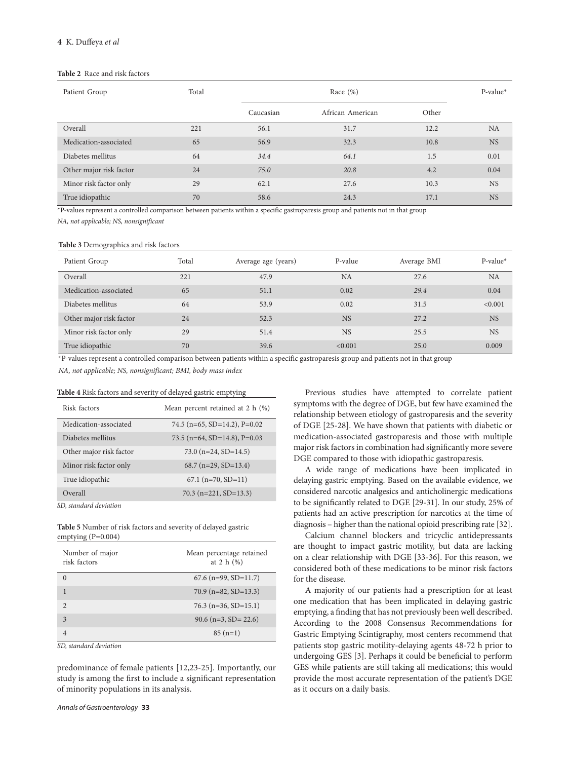**Table 2** Race and risk factors

| Patient Group | Total | Race (%) | | | P-value* |
|---|---|---|---|---|---|
| | | Caucasian | African American | Other | |
| Overall | 221 | 56.1 | 31.7 | 12.2 | NA |
| Medication-associated | 65 | 56.9 | 32.3 | 10.8 | NS |
| Diabetes mellitus | 64 | *34.4* | *64.1* | 1.5 | 0.01 |
| Other major risk factor | 24 | *75.0* | *20.8* | 4.2 | 0.04 |
| Minor risk factor only | 29 | 62.1 | 27.6 | 10.3 | NS |
| True idiopathic | 70 | 58.6 | 24.3 | 17.1 | NS |

*P-values represent a controlled comparison between patients within a specific gastroparesis group and patients not in that group

*NA, not applicable; NS, nonsignificant*

**Table 3** Demographics and risk factors

| Patient Group | Total | Average age (years) | P-value | Average BMI | P-value* |
|---|---|---|---|---|---|
| Overall | 221 | 47.9 | NA | 27.6 | NA |
| Medication-associated | 65 | 51.1 | 0.02 | *29.4* | 0.04 |
| Diabetes mellitus | 64 | 53.9 | 0.02 | 31.5 | <0.001 |
| Other major risk factor | 24 | 52.3 | NS | 27.2 | NS |
| Minor risk factor only | 29 | 51.4 | NS | 25.5 | NS |
| True idiopathic | 70 | 39.6 | <0.001 | 25.0 | 0.009 |

*P-values represent a controlled comparison between patients within a specific gastroparesis group and patients not in that group

*NA, not applicable; NS, nonsignificant; BMI, body mass index*

**Table 4** Risk factors and severity of delayed gastric emptying

| Risk factors | Mean percent retained at 2 h (%) |
|---|---|
| Medication-associated | 74.5 (n=65, SD=14.2), P=0.02 |
| Diabetes mellitus | 73.5 (n=64, SD=14.8), P=0.03 |
| Other major risk factor | 73.0 (n=24, SD=14.5) |
| Minor risk factor only | 68.7 (n=29, SD=13.4) |
| True idiopathic | 67.1 (n=70, SD=11) |
| Overall | 70.3 (n=221, SD=13.3) |

*SD, standard deviation*

**Table 5** Number of risk factors and severity of delayed gastric emptying (P=0.004)

| Number of major risk factors | Mean percentage retained at 2 h (%) |
|---|---|
| 0 | 67.6 (n=99, SD=11.7) |
| 1 | 70.9 (n=82, SD=13.3) |
| 2 | 76.3 (n=36, SD=15.1) |
| 3 | 90.6 (n=3, SD= 22.6) |
| 4 | 85 (n=1) |

*SD, standard deviation*

predominance of female patients [12,23-25]. Importantly, our study is among the first to include a significant representation of minority populations in its analysis.

Previous studies have attempted to correlate patient symptoms with the degree of DGE, but few have examined the relationship between etiology of gastroparesis and the severity of DGE [25-28]. We have shown that patients with diabetic or medication-associated gastroparesis and those with multiple major risk factors in combination had significantly more severe DGE compared to those with idiopathic gastroparesis.

A wide range of medications have been implicated in delaying gastric emptying. Based on the available evidence, we considered narcotic analgesics and anticholinergic medications to be significantly related to DGE [29-31]. In our study, 25% of patients had an active prescription for narcotics at the time of diagnosis – higher than the national opioid prescribing rate [32].

Calcium channel blockers and tricyclic antidepressants are thought to impact gastric motility, but data are lacking on a clear relationship with DGE [33-36]. For this reason, we considered both of these medications to be minor risk factors for the disease.

A majority of our patients had a prescription for at least one medication that has been implicated in delaying gastric emptying, a finding that has not previously been well described. According to the 2008 Consensus Recommendations for Gastric Emptying Scintigraphy, most centers recommend that patients stop gastric motility-delaying agents 48-72 h prior to undergoing GES [3]. Perhaps it could be beneficial to perform GES while patients are still taking all medications; this would provide the most accurate representation of the patient's DGE as it occurs on a daily basis.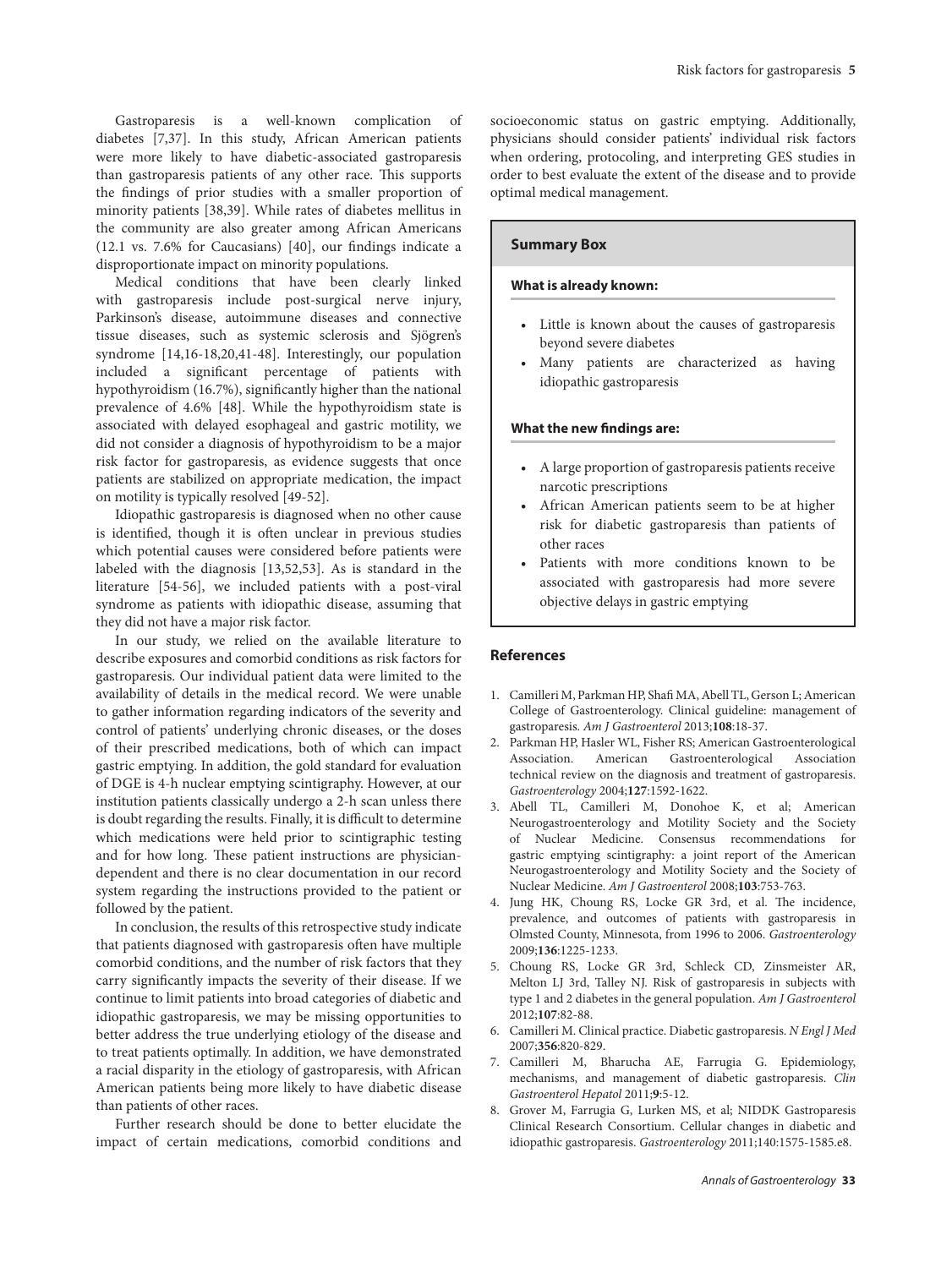Gastroparesis is a well-known complication of diabetes [7,37]. In this study, African American patients were more likely to have diabetic-associated gastroparesis than gastroparesis patients of any other race. This supports the findings of prior studies with a smaller proportion of minority patients [38,39]. While rates of diabetes mellitus in the community are also greater among African Americans (12.1 vs. 7.6% for Caucasians) [40], our findings indicate a disproportionate impact on minority populations.

Medical conditions that have been clearly linked with gastroparesis include post-surgical nerve injury, Parkinson's disease, autoimmune diseases and connective tissue diseases, such as systemic sclerosis and Sjögren's syndrome [14,16-18,20,41-48]. Interestingly, our population included a significant percentage of patients with hypothyroidism (16.7%), significantly higher than the national prevalence of 4.6% [48]. While the hypothyroidism state is associated with delayed esophageal and gastric motility, we did not consider a diagnosis of hypothyroidism to be a major risk factor for gastroparesis, as evidence suggests that once patients are stabilized on appropriate medication, the impact on motility is typically resolved [49-52].

Idiopathic gastroparesis is diagnosed when no other cause is identified, though it is often unclear in previous studies which potential causes were considered before patients were labeled with the diagnosis [13,52,53]. As is standard in the literature [54-56], we included patients with a post-viral syndrome as patients with idiopathic disease, assuming that they did not have a major risk factor.

In our study, we relied on the available literature to describe exposures and comorbid conditions as risk factors for gastroparesis. Our individual patient data were limited to the availability of details in the medical record. We were unable to gather information regarding indicators of the severity and control of patients' underlying chronic diseases, or the doses of their prescribed medications, both of which can impact gastric emptying. In addition, the gold standard for evaluation of DGE is 4-h nuclear emptying scintigraphy. However, at our institution patients classically undergo a 2-h scan unless there is doubt regarding the results. Finally, it is difficult to determine which medications were held prior to scintigraphic testing and for how long. These patient instructions are physician-dependent and there is no clear documentation in our record system regarding the instructions provided to the patient or followed by the patient.

In conclusion, the results of this retrospective study indicate that patients diagnosed with gastroparesis often have multiple comorbid conditions, and the number of risk factors that they carry significantly impacts the severity of their disease. If we continue to limit patients into broad categories of diabetic and idiopathic gastroparesis, we may be missing opportunities to better address the true underlying etiology of the disease and to treat patients optimally. In addition, we have demonstrated a racial disparity in the etiology of gastroparesis, with African American patients being more likely to have diabetic disease than patients of other races.

Further research should be done to better elucidate the impact of certain medications, comorbid conditions and socioeconomic status on gastric emptying. Additionally, physicians should consider patients' individual risk factors when ordering, protocoling, and interpreting GES studies in order to best evaluate the extent of the disease and to provide optimal medical management.

### Summary Box

**What is already known:**

- Little is known about the causes of gastroparesis beyond severe diabetes
- Many patients are characterized as having idiopathic gastroparesis

**What the new findings are:**

- A large proportion of gastroparesis patients receive narcotic prescriptions
- African American patients seem to be at higher risk for diabetic gastroparesis than patients of other races
- Patients with more conditions known to be associated with gastroparesis had more severe objective delays in gastric emptying

## References

1. Camilleri M, Parkman HP, Shafi MA, Abell TL, Gerson L; American College of Gastroenterology. Clinical guideline: management of gastroparesis. *Am J Gastroenterol* 2013;**108**:18-37.
2. Parkman HP, Hasler WL, Fisher RS; American Gastroenterological Association. American Gastroenterological Association technical review on the diagnosis and treatment of gastroparesis. *Gastroenterology* 2004;**127**:1592-1622.
3. Abell TL, Camilleri M, Donohoe K, et al; American Neurogastroenterology and Motility Society and the Society of Nuclear Medicine. Consensus recommendations for gastric emptying scintigraphy: a joint report of the American Neurogastroenterology and Motility Society and the Society of Nuclear Medicine. *Am J Gastroenterol* 2008;**103**:753-763.
4. Jung HK, Choung RS, Locke GR 3rd, et al. The incidence, prevalence, and outcomes of patients with gastroparesis in Olmsted County, Minnesota, from 1996 to 2006. *Gastroenterology* 2009;**136**:1225-1233.
5. Choung RS, Locke GR 3rd, Schleck CD, Zinsmeister AR, Melton LJ 3rd, Talley NJ. Risk of gastroparesis in subjects with type 1 and 2 diabetes in the general population. *Am J Gastroenterol* 2012;**107**:82-88.
6. Camilleri M. Clinical practice. Diabetic gastroparesis. *N Engl J Med* 2007;**356**:820-829.
7. Camilleri M, Bharucha AE, Farrugia G. Epidemiology, mechanisms, and management of diabetic gastroparesis. *Clin Gastroenterol Hepatol* 2011;**9**:5-12.
8. Grover M, Farrugia G, Lurken MS, et al; NIDDK Gastroparesis Clinical Research Consortium. Cellular changes in diabetic and idiopathic gastroparesis. *Gastroenterology* 2011;140:1575-1585.e8.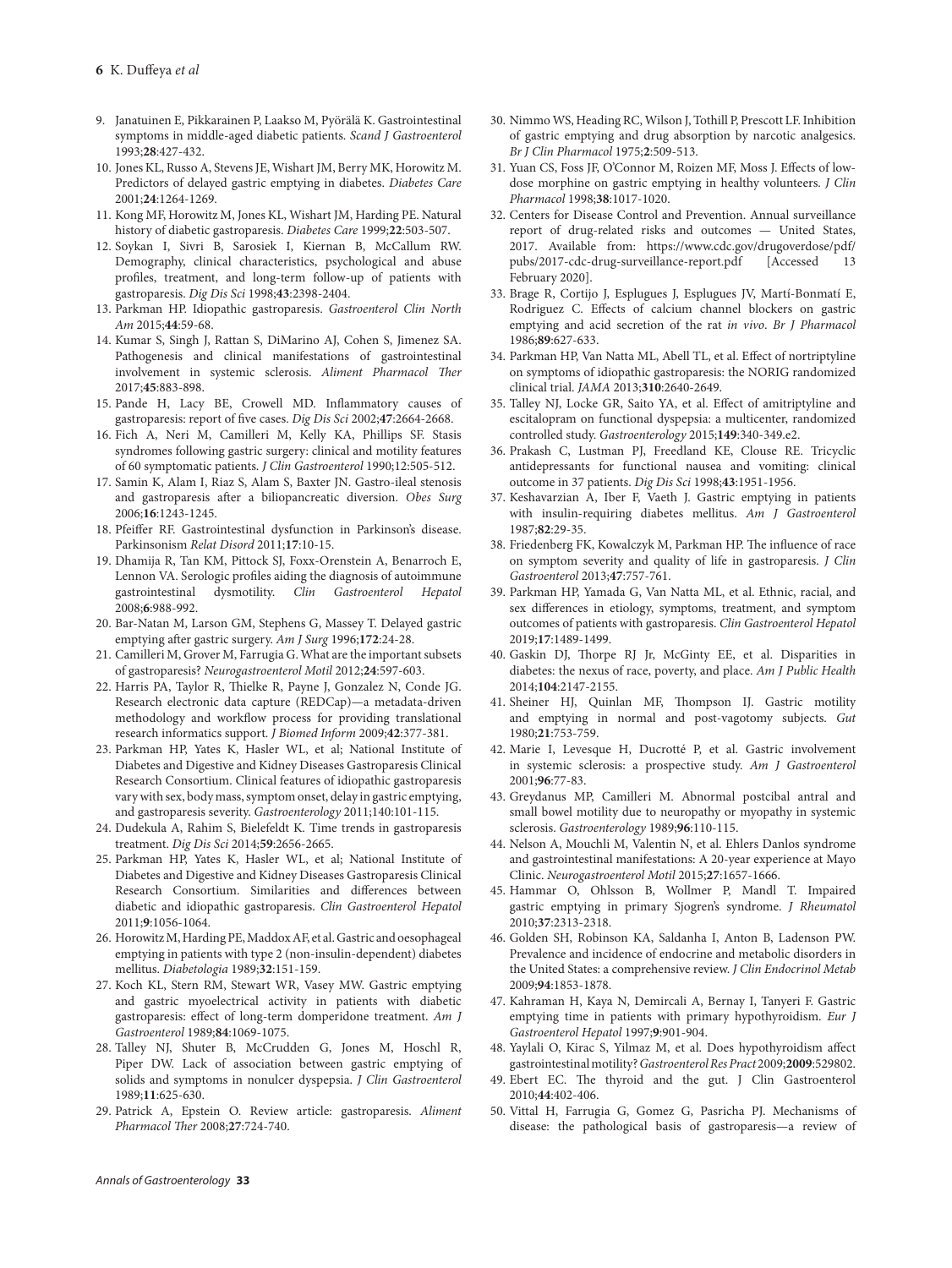9. Janatuinen E, Pikkarainen P, Laakso M, Pyörälä K. Gastrointestinal symptoms in middle-aged diabetic patients. *Scand J Gastroenterol* 1993;**28**:427-432.
10. Jones KL, Russo A, Stevens JE, Wishart JM, Berry MK, Horowitz M. Predictors of delayed gastric emptying in diabetes. *Diabetes Care* 2001;**24**:1264-1269.
11. Kong MF, Horowitz M, Jones KL, Wishart JM, Harding PE. Natural history of diabetic gastroparesis. *Diabetes Care* 1999;**22**:503-507.
12. Soykan I, Sivri B, Sarosiek I, Kiernan B, McCallum RW. Demography, clinical characteristics, psychological and abuse profiles, treatment, and long-term follow-up of patients with gastroparesis. *Dig Dis Sci* 1998;**43**:2398-2404.
13. Parkman HP. Idiopathic gastroparesis. *Gastroenterol Clin North Am* 2015;**44**:59-68.
14. Kumar S, Singh J, Rattan S, DiMarino AJ, Cohen S, Jimenez SA. Pathogenesis and clinical manifestations of gastrointestinal involvement in systemic sclerosis. *Aliment Pharmacol Ther* 2017;**45**:883-898.
15. Pande H, Lacy BE, Crowell MD. Inflammatory causes of gastroparesis: report of five cases. *Dig Dis Sci* 2002;**47**:2664-2668.
16. Fich A, Neri M, Camilleri M, Kelly KA, Phillips SF. Stasis syndromes following gastric surgery: clinical and motility features of 60 symptomatic patients. *J Clin Gastroenterol* 1990;12:505-512.
17. Samin K, Alam I, Riaz S, Alam S, Baxter JN. Gastro-ileal stenosis and gastroparesis after a biliopancreatic diversion. *Obes Surg* 2006;**16**:1243-1245.
18. Pfeiffer RF. Gastrointestinal dysfunction in Parkinson's disease. Parkinsonism *Relat Disord* 2011;**17**:10-15.
19. Dhamija R, Tan KM, Pittock SJ, Foxx-Orenstein A, Benarroch E, Lennon VA. Serologic profiles aiding the diagnosis of autoimmune gastrointestinal dysmotility. *Clin Gastroenterol Hepatol* 2008;**6**:988-992.
20. Bar-Natan M, Larson GM, Stephens G, Massey T. Delayed gastric emptying after gastric surgery. *Am J Surg* 1996;**172**:24-28.
21. Camilleri M, Grover M, Farrugia G. What are the important subsets of gastroparesis? *Neurogastroenterol Motil* 2012;**24**:597-603.
22. Harris PA, Taylor R, Thielke R, Payne J, Gonzalez N, Conde JG. Research electronic data capture (REDCap)—a metadata-driven methodology and workflow process for providing translational research informatics support. *J Biomed Inform* 2009;**42**:377-381.
23. Parkman HP, Yates K, Hasler WL, et al; National Institute of Diabetes and Digestive and Kidney Diseases Gastroparesis Clinical Research Consortium. Clinical features of idiopathic gastroparesis vary with sex, body mass, symptom onset, delay in gastric emptying, and gastroparesis severity. *Gastroenterology* 2011;140:101-115.
24. Dudekula A, Rahim S, Bielefeldt K. Time trends in gastroparesis treatment. *Dig Dis Sci* 2014;**59**:2656-2665.
25. Parkman HP, Yates K, Hasler WL, et al; National Institute of Diabetes and Digestive and Kidney Diseases Gastroparesis Clinical Research Consortium. Similarities and differences between diabetic and idiopathic gastroparesis. *Clin Gastroenterol Hepatol* 2011;**9**:1056-1064.
26. Horowitz M, Harding PE, Maddox AF, et al. Gastric and oesophageal emptying in patients with type 2 (non-insulin-dependent) diabetes mellitus. *Diabetologia* 1989;**32**:151-159.
27. Koch KL, Stern RM, Stewart WR, Vasey MW. Gastric emptying and gastric myoelectrical activity in patients with diabetic gastroparesis: effect of long-term domperidone treatment. *Am J Gastroenterol* 1989;**84**:1069-1075.
28. Talley NJ, Shuter B, McCrudden G, Jones M, Hoschl R, Piper DW. Lack of association between gastric emptying of solids and symptoms in nonulcer dyspepsia. *J Clin Gastroenterol* 1989;**11**:625-630.
29. Patrick A, Epstein O. Review article: gastroparesis. *Aliment Pharmacol Ther* 2008;**27**:724-740.
30. Nimmo WS, Heading RC, Wilson J, Tothill P, Prescott LF. Inhibition of gastric emptying and drug absorption by narcotic analgesics. *Br J Clin Pharmacol* 1975;**2**:509-513.
31. Yuan CS, Foss JF, O'Connor M, Roizen MF, Moss J. Effects of low-dose morphine on gastric emptying in healthy volunteers. *J Clin Pharmacol* 1998;**38**:1017-1020.
32. Centers for Disease Control and Prevention. Annual surveillance report of drug-related risks and outcomes — United States, 2017. Available from: https://www.cdc.gov/drugoverdose/pdf/pubs/2017-cdc-drug-surveillance-report.pdf [Accessed 13 February 2020].
33. Brage R, Cortijo J, Esplugues J, Esplugues JV, Martí-Bonmatí E, Rodriguez C. Effects of calcium channel blockers on gastric emptying and acid secretion of the rat *in vivo*. *Br J Pharmacol* 1986;**89**:627-633.
34. Parkman HP, Van Natta ML, Abell TL, et al. Effect of nortriptyline on symptoms of idiopathic gastroparesis: the NORIG randomized clinical trial. *JAMA* 2013;**310**:2640-2649.
35. Talley NJ, Locke GR, Saito YA, et al. Effect of amitriptyline and escitalopram on functional dyspepsia: a multicenter, randomized controlled study. *Gastroenterology* 2015;**149**:340-349.e2.
36. Prakash C, Lustman PJ, Freedland KE, Clouse RE. Tricyclic antidepressants for functional nausea and vomiting: clinical outcome in 37 patients. *Dig Dis Sci* 1998;**43**:1951-1956.
37. Keshavarzian A, Iber F, Vaeth J. Gastric emptying in patients with insulin-requiring diabetes mellitus. *Am J Gastroenterol* 1987;**82**:29-35.
38. Friedenberg FK, Kowalczyk M, Parkman HP. The influence of race on symptom severity and quality of life in gastroparesis. *J Clin Gastroenterol* 2013;**47**:757-761.
39. Parkman HP, Yamada G, Van Natta ML, et al. Ethnic, racial, and sex differences in etiology, symptoms, treatment, and symptom outcomes of patients with gastroparesis. *Clin Gastroenterol Hepatol* 2019;**17**:1489-1499.
40. Gaskin DJ, Thorpe RJ Jr, McGinty EE, et al. Disparities in diabetes: the nexus of race, poverty, and place. *Am J Public Health* 2014;**104**:2147-2155.
41. Sheiner HJ, Quinlan MF, Thompson IJ. Gastric motility and emptying in normal and post-vagotomy subjects. *Gut* 1980;**21**:753-759.
42. Marie I, Levesque H, Ducrotté P, et al. Gastric involvement in systemic sclerosis: a prospective study. *Am J Gastroenterol* 2001;**96**:77-83.
43. Greydanus MP, Camilleri M. Abnormal postcibal antral and small bowel motility due to neuropathy or myopathy in systemic sclerosis. *Gastroenterology* 1989;**96**:110-115.
44. Nelson A, Mouchli M, Valentin N, et al. Ehlers Danlos syndrome and gastrointestinal manifestations: A 20-year experience at Mayo Clinic. *Neurogastroenterol Motil* 2015;**27**:1657-1666.
45. Hammar O, Ohlsson B, Wollmer P, Mandl T. Impaired gastric emptying in primary Sjogren's syndrome. *J Rheumatol* 2010;**37**:2313-2318.
46. Golden SH, Robinson KA, Saldanha I, Anton B, Ladenson PW. Prevalence and incidence of endocrine and metabolic disorders in the United States: a comprehensive review. *J Clin Endocrinol Metab* 2009;**94**:1853-1878.
47. Kahraman H, Kaya N, Demircali A, Bernay I, Tanyeri F. Gastric emptying time in patients with primary hypothyroidism. *Eur J Gastroenterol Hepatol* 1997;**9**:901-904.
48. Yaylali O, Kirac S, Yilmaz M, et al. Does hypothyroidism affect gastrointestinal motility? *Gastroenterol Res Pract* 2009;**2009**:529802.
49. Ebert EC. The thyroid and the gut. J Clin Gastroenterol 2010;**44**:402-406.
50. Vittal H, Farrugia G, Gomez G, Pasricha PJ. Mechanisms of disease: the pathological basis of gastroparesis—a review of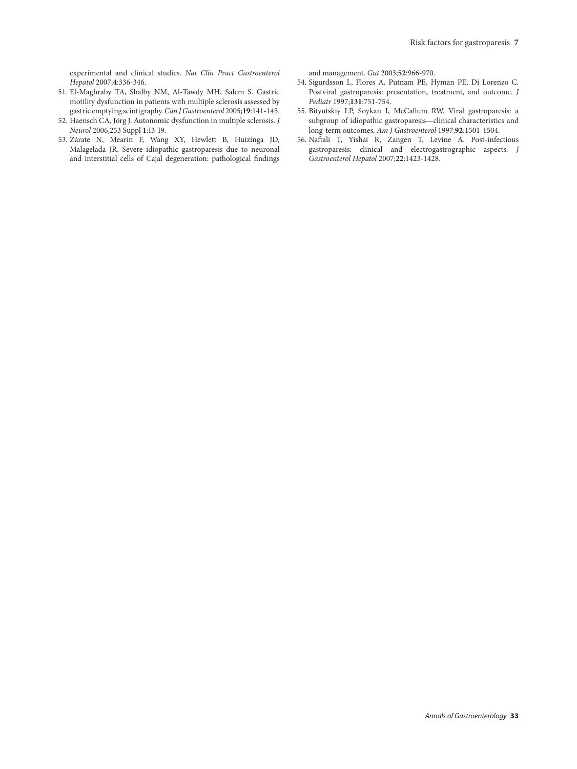experimental and clinical studies. *Nat Clin Pract Gastroenterol Hepatol* 2007;**4**:336-346.

51. El-Maghraby TA, Shalby NM, Al-Tawdy MH, Salem S. Gastric motility dysfunction in patients with multiple sclerosis assessed by gastric emptying scintigraphy. *Can J Gastroenterol* 2005;**19**:141-145.
52. Haensch CA, Jörg J. Autonomic dysfunction in multiple sclerosis. *J Neurol* 2006;253 Suppl **1**:I3-I9.
53. Zárate N, Mearin F, Wang XY, Hewlett B, Huizinga JD, Malagelada JR. Severe idiopathic gastroparesis due to neuronal and interstitial cells of Cajal degeneration: pathological findings and management. *Gut* 2003;**52**:966-970.
54. Sigurdsson L, Flores A, Putnam PE, Hyman PE, Di Lorenzo C. Postviral gastroparesis: presentation, treatment, and outcome. *J Pediatr* 1997;**131**:751-754.
55. Bityutskiy LP, Soykan I, McCallum RW. Viral gastroparesis: a subgroup of idiopathic gastroparesis—clinical characteristics and long-term outcomes. *Am J Gastroenterol* 1997;**92**:1501-1504.
56. Naftali T, Yishai R, Zangen T, Levine A. Post-infectious gastroparesis: clinical and electrogastrographic aspects. *J Gastroenterol Hepatol* 2007;**22**:1423-1428.